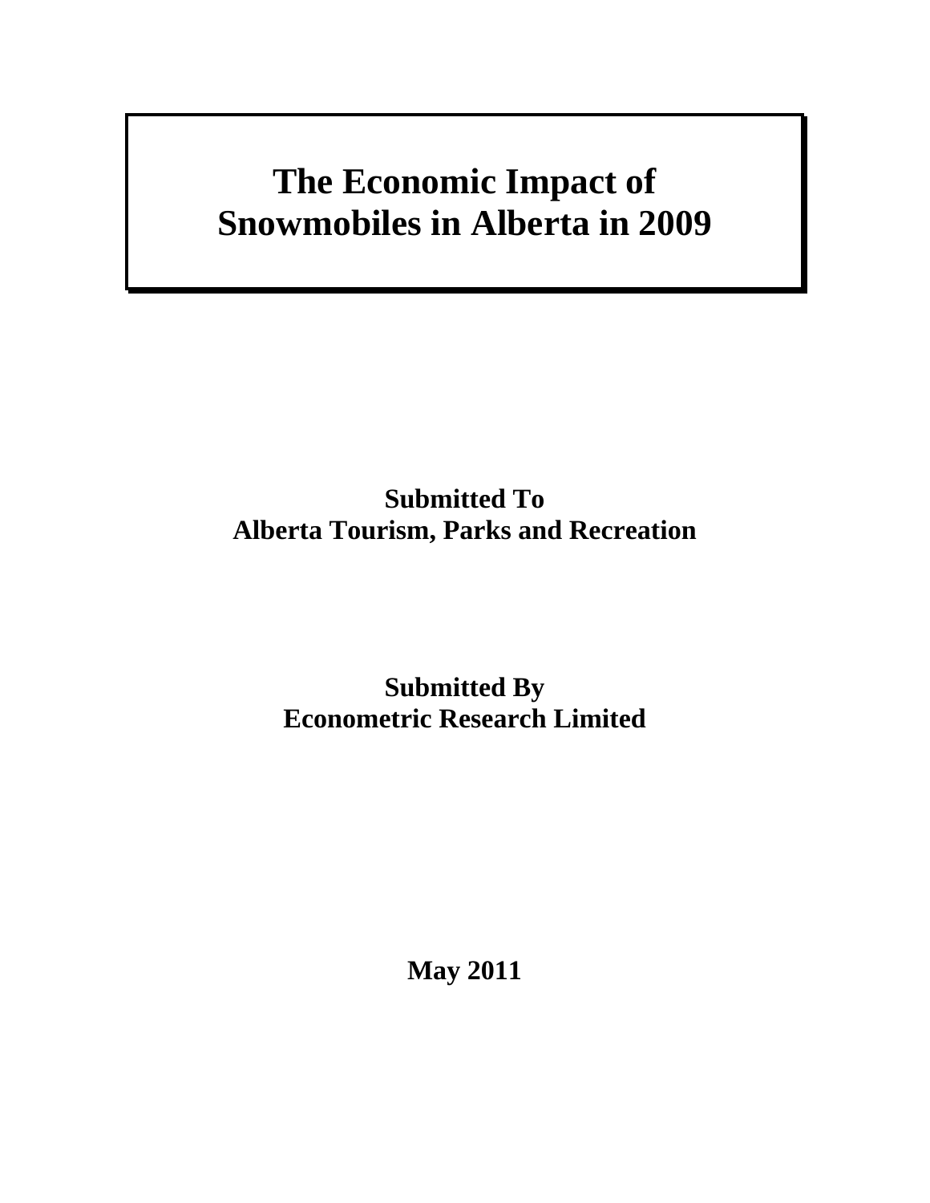# The Economic Impact of Snowmobiles in Alberta in 2009

**Submitted To**
**Alberta Tourism, Parks and Recreation**

**Submitted By**
**Econometric Research Limited**

**May 2011**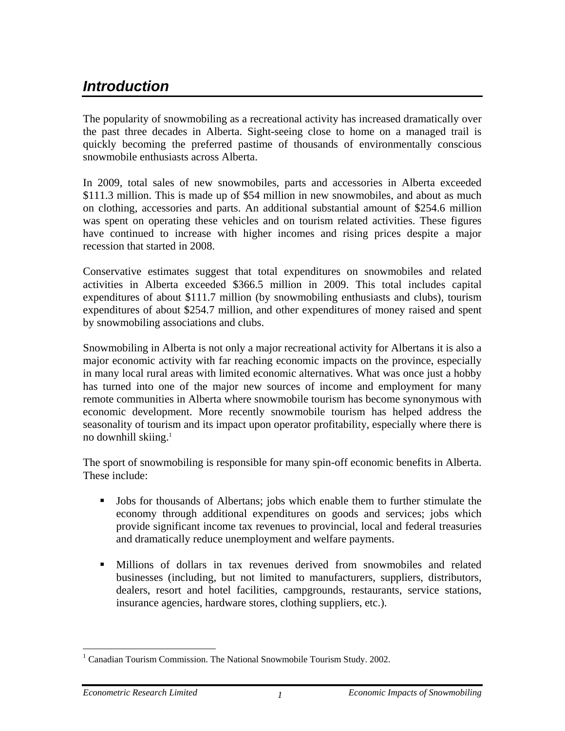# *Introduction*

The popularity of snowmobiling as a recreational activity has increased dramatically over the past three decades in Alberta. Sight-seeing close to home on a managed trail is quickly becoming the preferred pastime of thousands of environmentally conscious snowmobile enthusiasts across Alberta.

In 2009, total sales of new snowmobiles, parts and accessories in Alberta exceeded $111.3 million. This is made up of $54 million in new snowmobiles, and about as much on clothing, accessories and parts. An additional substantial amount of $254.6 million was spent on operating these vehicles and on tourism related activities. These figures have continued to increase with higher incomes and rising prices despite a major recession that started in 2008.

Conservative estimates suggest that total expenditures on snowmobiles and related activities in Alberta exceeded $366.5 million in 2009. This total includes capital expenditures of about $111.7 million (by snowmobiling enthusiasts and clubs), tourism expenditures of about $254.7 million, and other expenditures of money raised and spent by snowmobiling associations and clubs.

Snowmobiling in Alberta is not only a major recreational activity for Albertans it is also a major economic activity with far reaching economic impacts on the province, especially in many local rural areas with limited economic alternatives. What was once just a hobby has turned into one of the major new sources of income and employment for many remote communities in Alberta where snowmobile tourism has become synonymous with economic development. More recently snowmobile tourism has helped address the seasonality of tourism and its impact upon operator profitability, especially where there is no downhill skiing.[1]

The sport of snowmobiling is responsible for many spin-off economic benefits in Alberta. These include:

- Jobs for thousands of Albertans; jobs which enable them to further stimulate the economy through additional expenditures on goods and services; jobs which provide significant income tax revenues to provincial, local and federal treasuries and dramatically reduce unemployment and welfare payments.

- Millions of dollars in tax revenues derived from snowmobiles and related businesses (including, but not limited to manufacturers, suppliers, distributors, dealers, resort and hotel facilities, campgrounds, restaurants, service stations, insurance agencies, hardware stores, clothing suppliers, etc.).

[1] Canadian Tourism Commission. The National Snowmobile Tourism Study. 2002.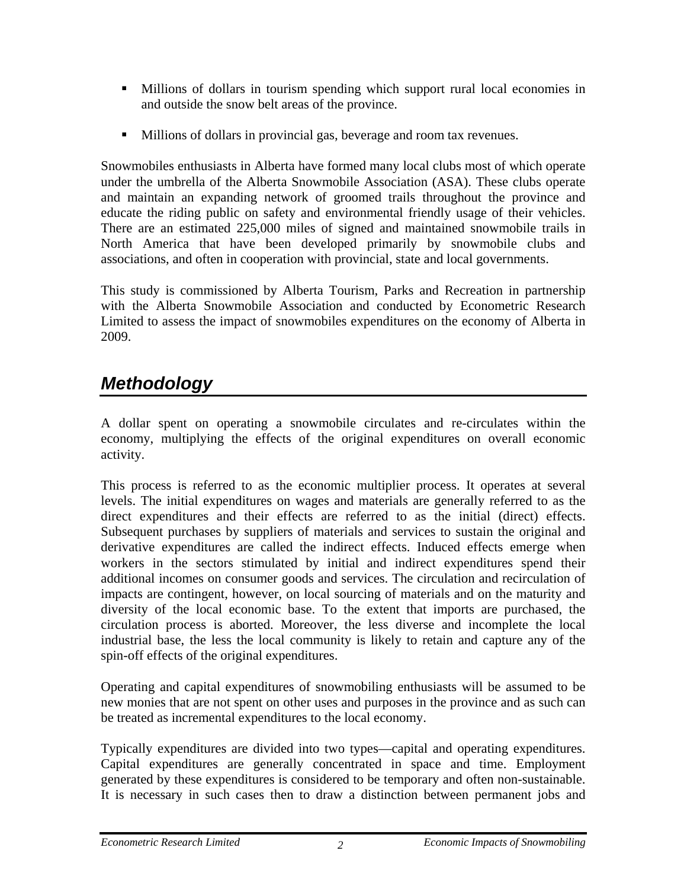- Millions of dollars in tourism spending which support rural local economies in and outside the snow belt areas of the province.
- Millions of dollars in provincial gas, beverage and room tax revenues.

Snowmobiles enthusiasts in Alberta have formed many local clubs most of which operate under the umbrella of the Alberta Snowmobile Association (ASA). These clubs operate and maintain an expanding network of groomed trails throughout the province and educate the riding public on safety and environmental friendly usage of their vehicles. There are an estimated 225,000 miles of signed and maintained snowmobile trails in North America that have been developed primarily by snowmobile clubs and associations, and often in cooperation with provincial, state and local governments.

This study is commissioned by Alberta Tourism, Parks and Recreation in partnership with the Alberta Snowmobile Association and conducted by Econometric Research Limited to assess the impact of snowmobiles expenditures on the economy of Alberta in 2009.

## *Methodology*

A dollar spent on operating a snowmobile circulates and re-circulates within the economy, multiplying the effects of the original expenditures on overall economic activity.

This process is referred to as the economic multiplier process. It operates at several levels. The initial expenditures on wages and materials are generally referred to as the direct expenditures and their effects are referred to as the initial (direct) effects. Subsequent purchases by suppliers of materials and services to sustain the original and derivative expenditures are called the indirect effects. Induced effects emerge when workers in the sectors stimulated by initial and indirect expenditures spend their additional incomes on consumer goods and services. The circulation and recirculation of impacts are contingent, however, on local sourcing of materials and on the maturity and diversity of the local economic base. To the extent that imports are purchased, the circulation process is aborted. Moreover, the less diverse and incomplete the local industrial base, the less the local community is likely to retain and capture any of the spin-off effects of the original expenditures.

Operating and capital expenditures of snowmobiling enthusiasts will be assumed to be new monies that are not spent on other uses and purposes in the province and as such can be treated as incremental expenditures to the local economy.

Typically expenditures are divided into two types—capital and operating expenditures. Capital expenditures are generally concentrated in space and time. Employment generated by these expenditures is considered to be temporary and often non-sustainable. It is necessary in such cases then to draw a distinction between permanent jobs and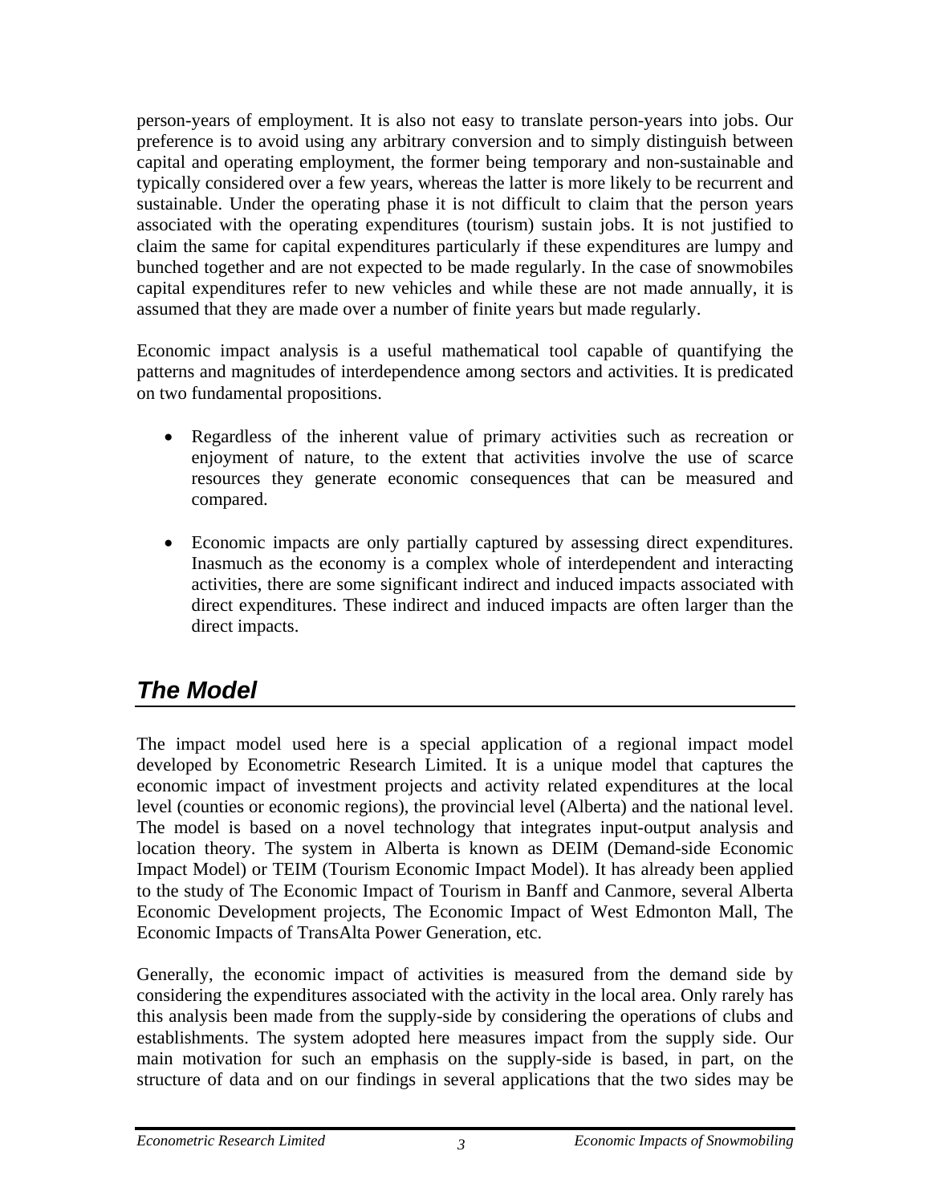person-years of employment. It is also not easy to translate person-years into jobs. Our preference is to avoid using any arbitrary conversion and to simply distinguish between capital and operating employment, the former being temporary and non-sustainable and typically considered over a few years, whereas the latter is more likely to be recurrent and sustainable. Under the operating phase it is not difficult to claim that the person years associated with the operating expenditures (tourism) sustain jobs. It is not justified to claim the same for capital expenditures particularly if these expenditures are lumpy and bunched together and are not expected to be made regularly. In the case of snowmobiles capital expenditures refer to new vehicles and while these are not made annually, it is assumed that they are made over a number of finite years but made regularly.

Economic impact analysis is a useful mathematical tool capable of quantifying the patterns and magnitudes of interdependence among sectors and activities. It is predicated on two fundamental propositions.

- Regardless of the inherent value of primary activities such as recreation or enjoyment of nature, to the extent that activities involve the use of scarce resources they generate economic consequences that can be measured and compared.

- Economic impacts are only partially captured by assessing direct expenditures. Inasmuch as the economy is a complex whole of interdependent and interacting activities, there are some significant indirect and induced impacts associated with direct expenditures. These indirect and induced impacts are often larger than the direct impacts.

## *The Model*

The impact model used here is a special application of a regional impact model developed by Econometric Research Limited. It is a unique model that captures the economic impact of investment projects and activity related expenditures at the local level (counties or economic regions), the provincial level (Alberta) and the national level. The model is based on a novel technology that integrates input-output analysis and location theory. The system in Alberta is known as DEIM (Demand-side Economic Impact Model) or TEIM (Tourism Economic Impact Model). It has already been applied to the study of The Economic Impact of Tourism in Banff and Canmore, several Alberta Economic Development projects, The Economic Impact of West Edmonton Mall, The Economic Impacts of TransAlta Power Generation, etc.

Generally, the economic impact of activities is measured from the demand side by considering the expenditures associated with the activity in the local area. Only rarely has this analysis been made from the supply-side by considering the operations of clubs and establishments. The system adopted here measures impact from the supply side. Our main motivation for such an emphasis on the supply-side is based, in part, on the structure of data and on our findings in several applications that the two sides may be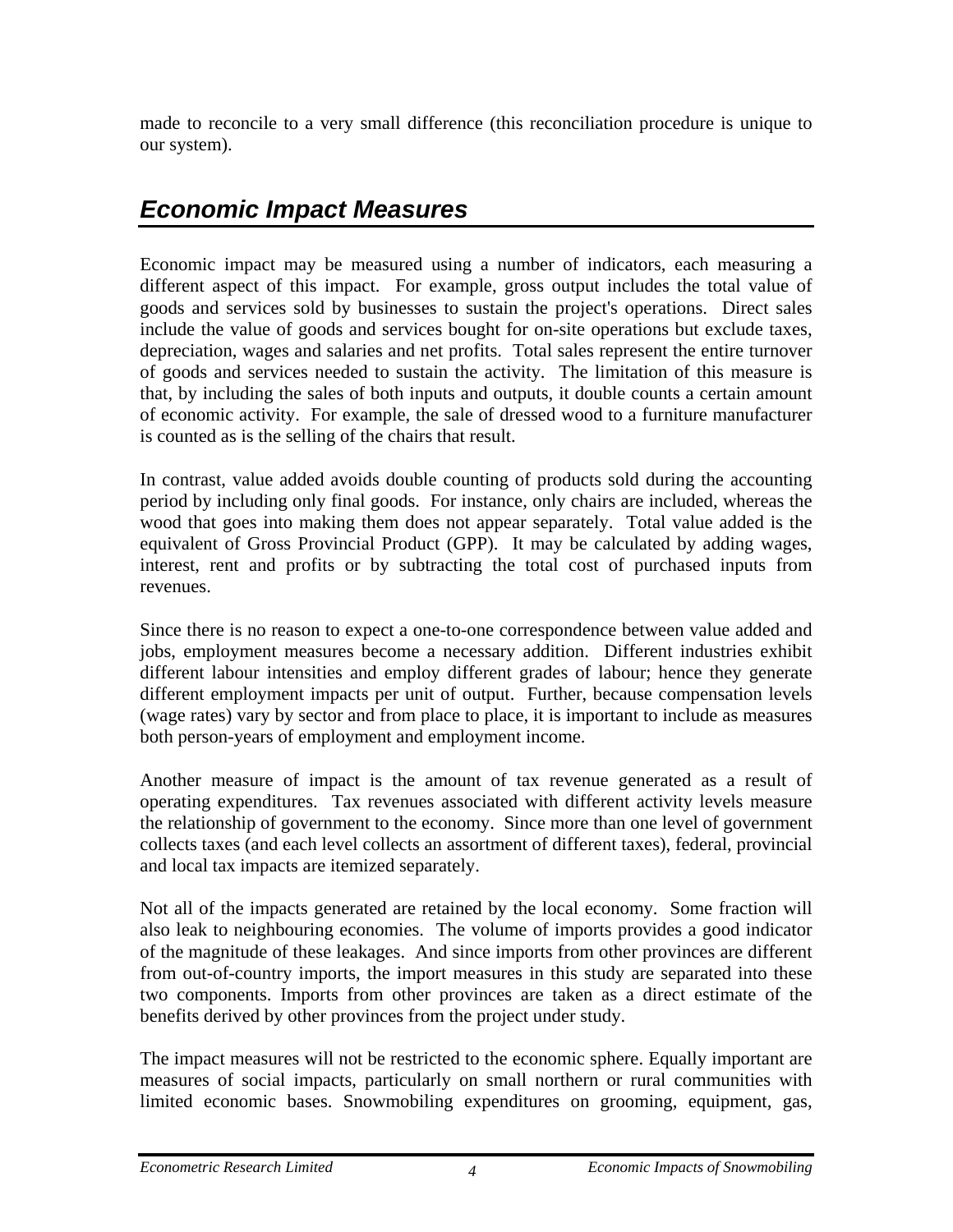made to reconcile to a very small difference (this reconciliation procedure is unique to our system).

## *Economic Impact Measures*

Economic impact may be measured using a number of indicators, each measuring a different aspect of this impact. For example, gross output includes the total value of goods and services sold by businesses to sustain the project's operations. Direct sales include the value of goods and services bought for on-site operations but exclude taxes, depreciation, wages and salaries and net profits. Total sales represent the entire turnover of goods and services needed to sustain the activity. The limitation of this measure is that, by including the sales of both inputs and outputs, it double counts a certain amount of economic activity. For example, the sale of dressed wood to a furniture manufacturer is counted as is the selling of the chairs that result.

In contrast, value added avoids double counting of products sold during the accounting period by including only final goods. For instance, only chairs are included, whereas the wood that goes into making them does not appear separately. Total value added is the equivalent of Gross Provincial Product (GPP). It may be calculated by adding wages, interest, rent and profits or by subtracting the total cost of purchased inputs from revenues.

Since there is no reason to expect a one-to-one correspondence between value added and jobs, employment measures become a necessary addition. Different industries exhibit different labour intensities and employ different grades of labour; hence they generate different employment impacts per unit of output. Further, because compensation levels (wage rates) vary by sector and from place to place, it is important to include as measures both person-years of employment and employment income.

Another measure of impact is the amount of tax revenue generated as a result of operating expenditures. Tax revenues associated with different activity levels measure the relationship of government to the economy. Since more than one level of government collects taxes (and each level collects an assortment of different taxes), federal, provincial and local tax impacts are itemized separately.

Not all of the impacts generated are retained by the local economy. Some fraction will also leak to neighbouring economies. The volume of imports provides a good indicator of the magnitude of these leakages. And since imports from other provinces are different from out-of-country imports, the import measures in this study are separated into these two components. Imports from other provinces are taken as a direct estimate of the benefits derived by other provinces from the project under study.

The impact measures will not be restricted to the economic sphere. Equally important are measures of social impacts, particularly on small northern or rural communities with limited economic bases. Snowmobiling expenditures on grooming, equipment, gas,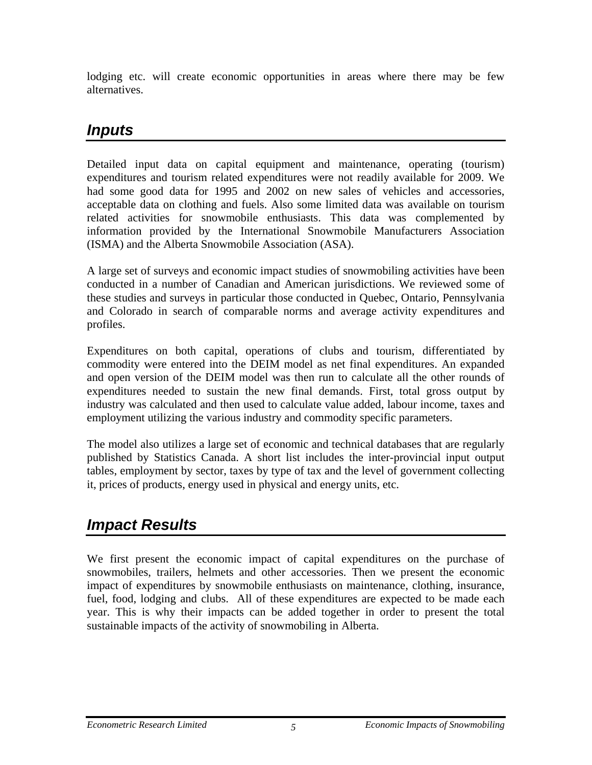lodging etc. will create economic opportunities in areas where there may be few alternatives.

## *Inputs*

Detailed input data on capital equipment and maintenance, operating (tourism) expenditures and tourism related expenditures were not readily available for 2009. We had some good data for 1995 and 2002 on new sales of vehicles and accessories, acceptable data on clothing and fuels. Also some limited data was available on tourism related activities for snowmobile enthusiasts. This data was complemented by information provided by the International Snowmobile Manufacturers Association (ISMA) and the Alberta Snowmobile Association (ASA).

A large set of surveys and economic impact studies of snowmobiling activities have been conducted in a number of Canadian and American jurisdictions. We reviewed some of these studies and surveys in particular those conducted in Quebec, Ontario, Pennsylvania and Colorado in search of comparable norms and average activity expenditures and profiles.

Expenditures on both capital, operations of clubs and tourism, differentiated by commodity were entered into the DEIM model as net final expenditures. An expanded and open version of the DEIM model was then run to calculate all the other rounds of expenditures needed to sustain the new final demands. First, total gross output by industry was calculated and then used to calculate value added, labour income, taxes and employment utilizing the various industry and commodity specific parameters.

The model also utilizes a large set of economic and technical databases that are regularly published by Statistics Canada. A short list includes the inter-provincial input output tables, employment by sector, taxes by type of tax and the level of government collecting it, prices of products, energy used in physical and energy units, etc.

## *Impact Results*

We first present the economic impact of capital expenditures on the purchase of snowmobiles, trailers, helmets and other accessories. Then we present the economic impact of expenditures by snowmobile enthusiasts on maintenance, clothing, insurance, fuel, food, lodging and clubs. All of these expenditures are expected to be made each year. This is why their impacts can be added together in order to present the total sustainable impacts of the activity of snowmobiling in Alberta.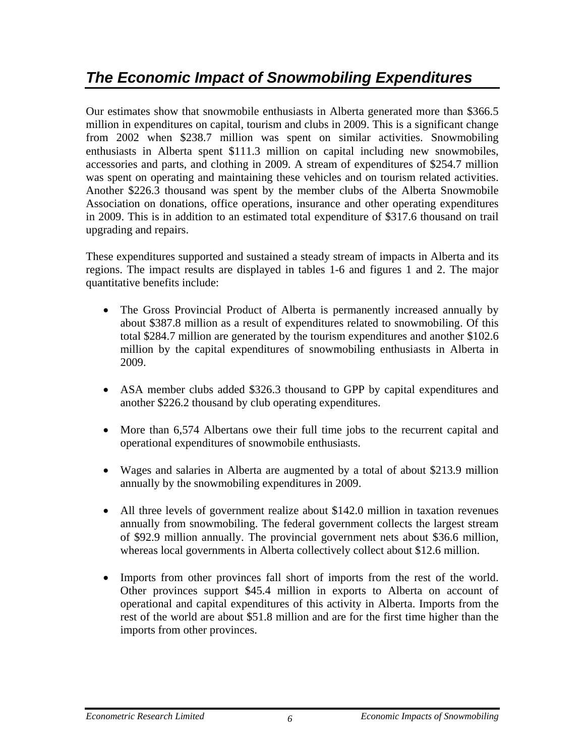# *The Economic Impact of Snowmobiling Expenditures*

Our estimates show that snowmobile enthusiasts in Alberta generated more than $366.5 million in expenditures on capital, tourism and clubs in 2009. This is a significant change from 2002 when $238.7 million was spent on similar activities. Snowmobiling enthusiasts in Alberta spent $111.3 million on capital including new snowmobiles, accessories and parts, and clothing in 2009. A stream of expenditures of $254.7 million was spent on operating and maintaining these vehicles and on tourism related activities. Another $226.3 thousand was spent by the member clubs of the Alberta Snowmobile Association on donations, office operations, insurance and other operating expenditures in 2009. This is in addition to an estimated total expenditure of $317.6 thousand on trail upgrading and repairs.

These expenditures supported and sustained a steady stream of impacts in Alberta and its regions. The impact results are displayed in tables 1-6 and figures 1 and 2. The major quantitative benefits include:

- The Gross Provincial Product of Alberta is permanently increased annually by about $387.8 million as a result of expenditures related to snowmobiling. Of this total $284.7 million are generated by the tourism expenditures and another $102.6 million by the capital expenditures of snowmobiling enthusiasts in Alberta in 2009.

- ASA member clubs added $326.3 thousand to GPP by capital expenditures and another $226.2 thousand by club operating expenditures.

- More than 6,574 Albertans owe their full time jobs to the recurrent capital and operational expenditures of snowmobile enthusiasts.

- Wages and salaries in Alberta are augmented by a total of about $213.9 million annually by the snowmobiling expenditures in 2009.

- All three levels of government realize about $142.0 million in taxation revenues annually from snowmobiling. The federal government collects the largest stream of $92.9 million annually. The provincial government nets about $36.6 million, whereas local governments in Alberta collectively collect about $12.6 million.

- Imports from other provinces fall short of imports from the rest of the world. Other provinces support $45.4 million in exports to Alberta on account of operational and capital expenditures of this activity in Alberta. Imports from the rest of the world are about $51.8 million and are for the first time higher than the imports from other provinces.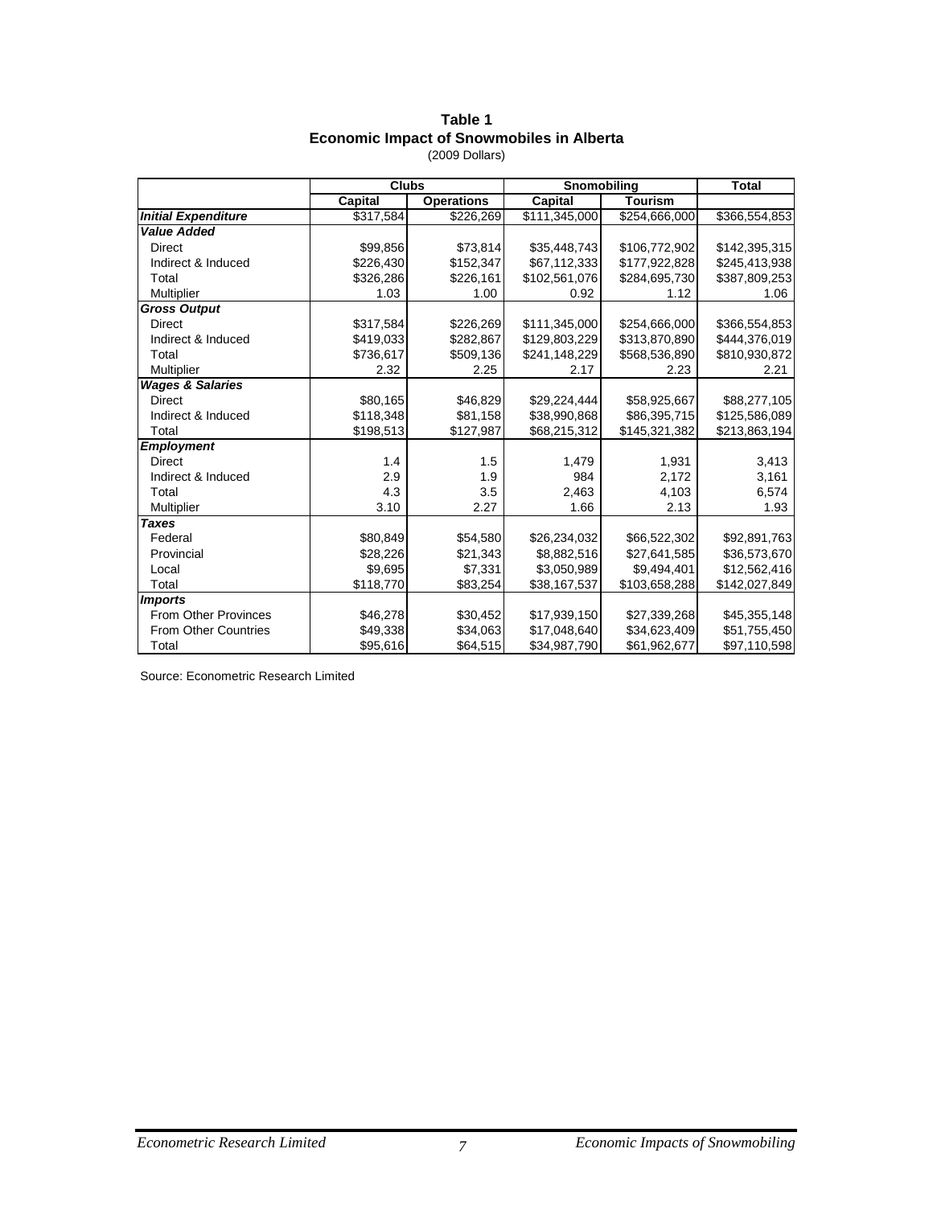**Table 1**
**Economic Impact of Snowmobiles in Alberta**
(2009 Dollars)

| | Clubs | | Snomobiling | | Total |
|---|---|---|---|---|---|
| | **Capital** | **Operations** | **Capital** | **Tourism** | |
| ***Initial Expenditure*** | $317,584 | $226,269 | $111,345,000 | $254,666,000 | $366,554,853 |
| ***Value Added*** | | | | | |
| Direct | $99,856 | $73,814 | $35,448,743 | $106,772,902 | $142,395,315 |
| Indirect & Induced | $226,430 | $152,347 | $67,112,333 | $177,922,828 | $245,413,938 |
| Total | $326,286 | $226,161 | $102,561,076 | $284,695,730 | $387,809,253 |
| Multiplier | 1.03 | 1.00 | 0.92 | 1.12 | 1.06 |
| ***Gross Output*** | | | | | |
| Direct | $317,584 | $226,269 | $111,345,000 | $254,666,000 | $366,554,853 |
| Indirect & Induced | $419,033 | $282,867 | $129,803,229 | $313,870,890 | $444,376,019 |
| Total | $736,617 | $509,136 | $241,148,229 | $568,536,890 | $810,930,872 |
| Multiplier | 2.32 | 2.25 | 2.17 | 2.23 | 2.21 |
| ***Wages & Salaries*** | | | | | |
| Direct | $80,165 | $46,829 | $29,224,444 | $58,925,667 | $88,277,105 |
| Indirect & Induced | $118,348 | $81,158 | $38,990,868 | $86,395,715 | $125,586,089 |
| Total | $198,513 | $127,987 | $68,215,312 | $145,321,382 | $213,863,194 |
| ***Employment*** | | | | | |
| Direct | 1.4 | 1.5 | 1,479 | 1,931 | 3,413 |
| Indirect & Induced | 2.9 | 1.9 | 984 | 2,172 | 3,161 |
| Total | 4.3 | 3.5 | 2,463 | 4,103 | 6,574 |
| Multiplier | 3.10 | 2.27 | 1.66 | 2.13 | 1.93 |
| ***Taxes*** | | | | | |
| Federal | $80,849 | $54,580 | $26,234,032 | $66,522,302 | $92,891,763 |
| Provincial | $28,226 | $21,343 | $8,882,516 | $27,641,585 | $36,573,670 |
| Local | $9,695 | $7,331 | $3,050,989 | $9,494,401 | $12,562,416 |
| Total | $118,770 | $83,254 | $38,167,537 | $103,658,288 | $142,027,849 |
| ***Imports*** | | | | | |
| From Other Provinces | $46,278 | $30,452 | $17,939,150 | $27,339,268 | $45,355,148 |
| From Other Countries | $49,338 | $34,063 | $17,048,640 | $34,623,409 | $51,755,450 |
| Total | $95,616 | $64,515 | $34,987,790 | $61,962,677 | $97,110,598 |

Source: Econometric Research Limited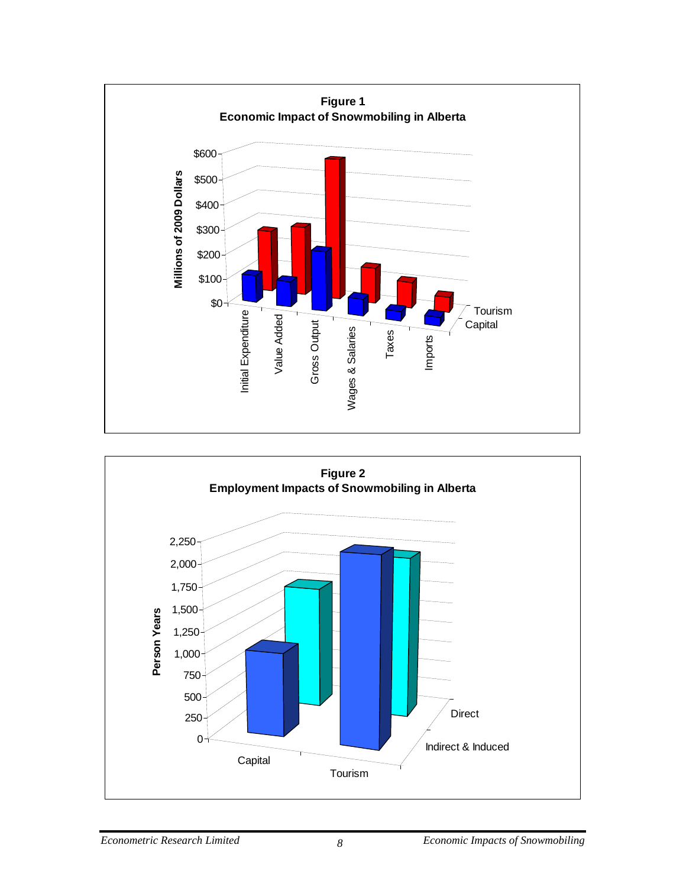**Figure 1**
**Economic Impact of Snowmobiling in Alberta**

**Figure 2**
**Employment Impacts of Snowmobiling in Alberta**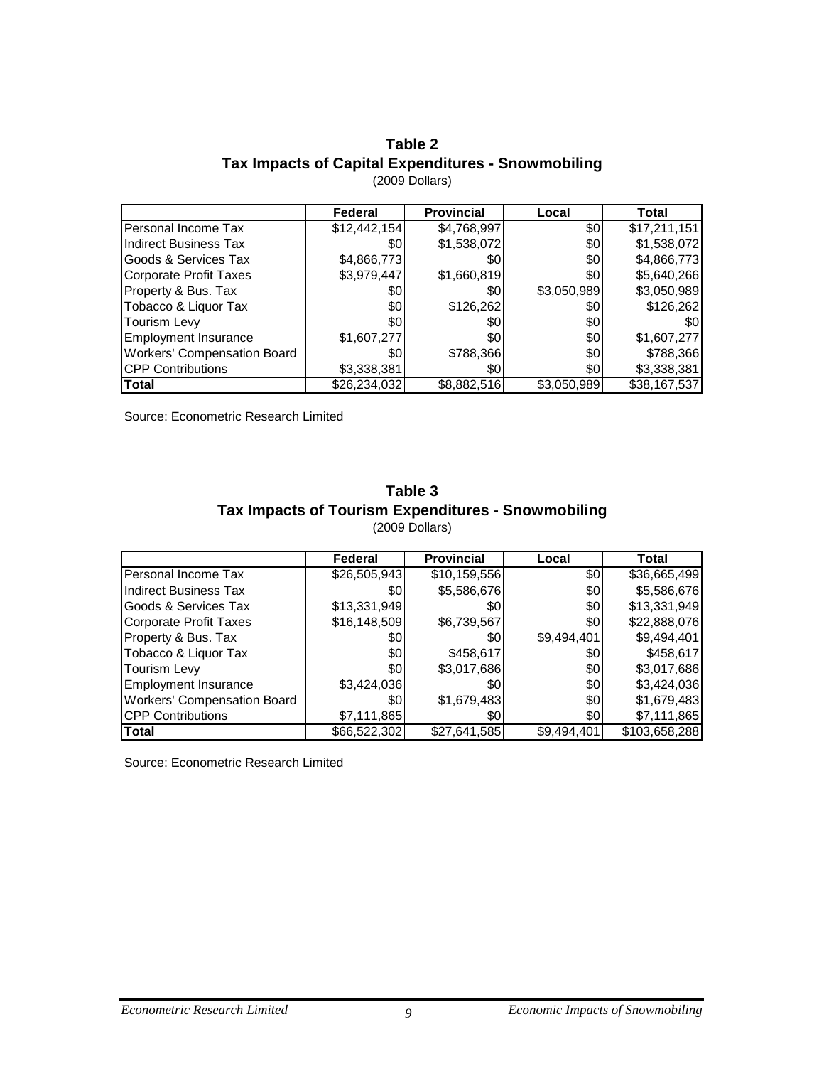**Table 2**
**Tax Impacts of Capital Expenditures - Snowmobiling**
(2009 Dollars)

| | Federal | Provincial | Local | Total |
|---|---|---|---|---|
| Personal Income Tax | $12,442,154 | $4,768,997 | $0 | $17,211,151 |
| Indirect Business Tax | $0 | $1,538,072 | $0 | $1,538,072 |
| Goods & Services Tax | $4,866,773 | $0 | $0 | $4,866,773 |
| Corporate Profit Taxes | $3,979,447 | $1,660,819 | $0 | $5,640,266 |
| Property & Bus. Tax | $0 | $0 | $3,050,989 | $3,050,989 |
| Tobacco & Liquor Tax | $0 | $126,262 | $0 | $126,262 |
| Tourism Levy | $0 | $0 | $0 | $0 |
| Employment Insurance | $1,607,277 | $0 | $0 | $1,607,277 |
| Workers' Compensation Board | $0 | $788,366 | $0 | $788,366 |
| CPP Contributions | $3,338,381 | $0 | $0 | $3,338,381 |
| **Total** | $26,234,032 | $8,882,516 | $3,050,989 | $38,167,537 |

Source: Econometric Research Limited

**Table 3**
**Tax Impacts of Tourism Expenditures - Snowmobiling**
(2009 Dollars)

| | Federal | Provincial | Local | Total |
|---|---|---|---|---|
| Personal Income Tax | $26,505,943 | $10,159,556 | $0 | $36,665,499 |
| Indirect Business Tax | $0 | $5,586,676 | $0 | $5,586,676 |
| Goods & Services Tax | $13,331,949 | $0 | $0 | $13,331,949 |
| Corporate Profit Taxes | $16,148,509 | $6,739,567 | $0 | $22,888,076 |
| Property & Bus. Tax | $0 | $0 | $9,494,401 | $9,494,401 |
| Tobacco & Liquor Tax | $0 | $458,617 | $0 | $458,617 |
| Tourism Levy | $0 | $3,017,686 | $0 | $3,017,686 |
| Employment Insurance | $3,424,036 | $0 | $0 | $3,424,036 |
| Workers' Compensation Board | $0 | $1,679,483 | $0 | $1,679,483 |
| CPP Contributions | $7,111,865 | $0 | $0 | $7,111,865 |
| **Total** | $66,522,302 | $27,641,585 | $9,494,401 | $103,658,288 |

Source: Econometric Research Limited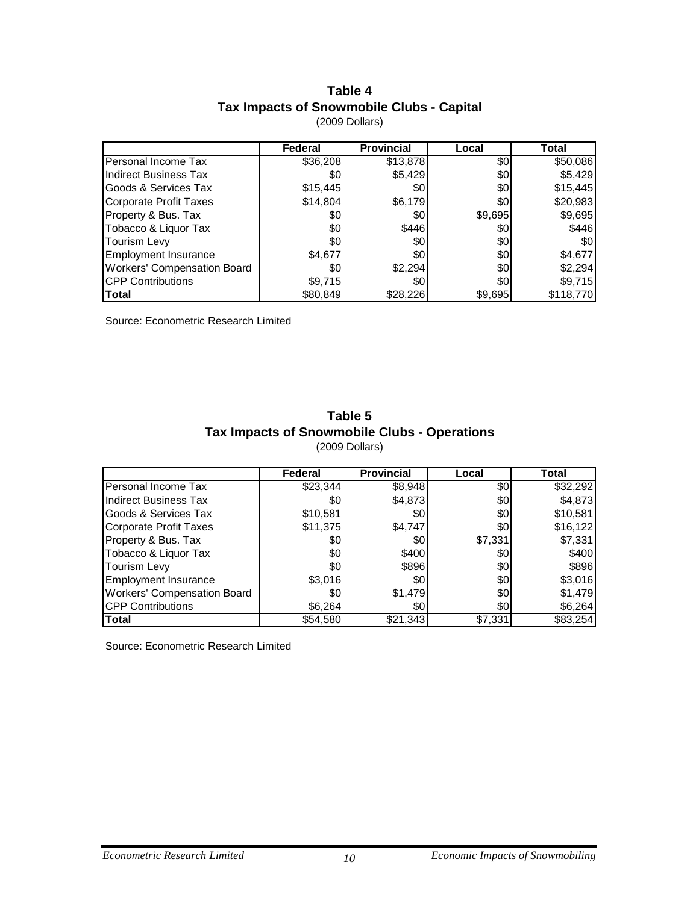**Table 4**
**Tax Impacts of Snowmobile Clubs - Capital**
(2009 Dollars)

| | Federal | Provincial | Local | Total |
|---|---|---|---|---|
| Personal Income Tax | $36,208 | $13,878 | $0 | $50,086 |
| Indirect Business Tax | $0 | $5,429 | $0 | $5,429 |
| Goods & Services Tax | $15,445 | $0 | $0 | $15,445 |
| Corporate Profit Taxes | $14,804 | $6,179 | $0 | $20,983 |
| Property & Bus. Tax | $0 | $0 | $9,695 | $9,695 |
| Tobacco & Liquor Tax | $0 | $446 | $0 | $446 |
| Tourism Levy | $0 | $0 | $0 | $0 |
| Employment Insurance | $4,677 | $0 | $0 | $4,677 |
| Workers' Compensation Board | $0 | $2,294 | $0 | $2,294 |
| CPP Contributions | $9,715 | $0 | $0 | $9,715 |
| **Total** | $80,849 | $28,226 | $9,695 | $118,770 |

Source: Econometric Research Limited

**Table 5**
**Tax Impacts of Snowmobile Clubs - Operations**
(2009 Dollars)

| | Federal | Provincial | Local | Total |
|---|---|---|---|---|
| Personal Income Tax | $23,344 | $8,948 | $0 | $32,292 |
| Indirect Business Tax | $0 | $4,873 | $0 | $4,873 |
| Goods & Services Tax | $10,581 | $0 | $0 | $10,581 |
| Corporate Profit Taxes | $11,375 | $4,747 | $0 | $16,122 |
| Property & Bus. Tax | $0 | $0 | $7,331 | $7,331 |
| Tobacco & Liquor Tax | $0 | $400 | $0 | $400 |
| Tourism Levy | $0 | $896 | $0 | $896 |
| Employment Insurance | $3,016 | $0 | $0 | $3,016 |
| Workers' Compensation Board | $0 | $1,479 | $0 | $1,479 |
| CPP Contributions | $6,264 | $0 | $0 | $6,264 |
| **Total** | $54,580 | $21,343 | $7,331 | $83,254 |

Source: Econometric Research Limited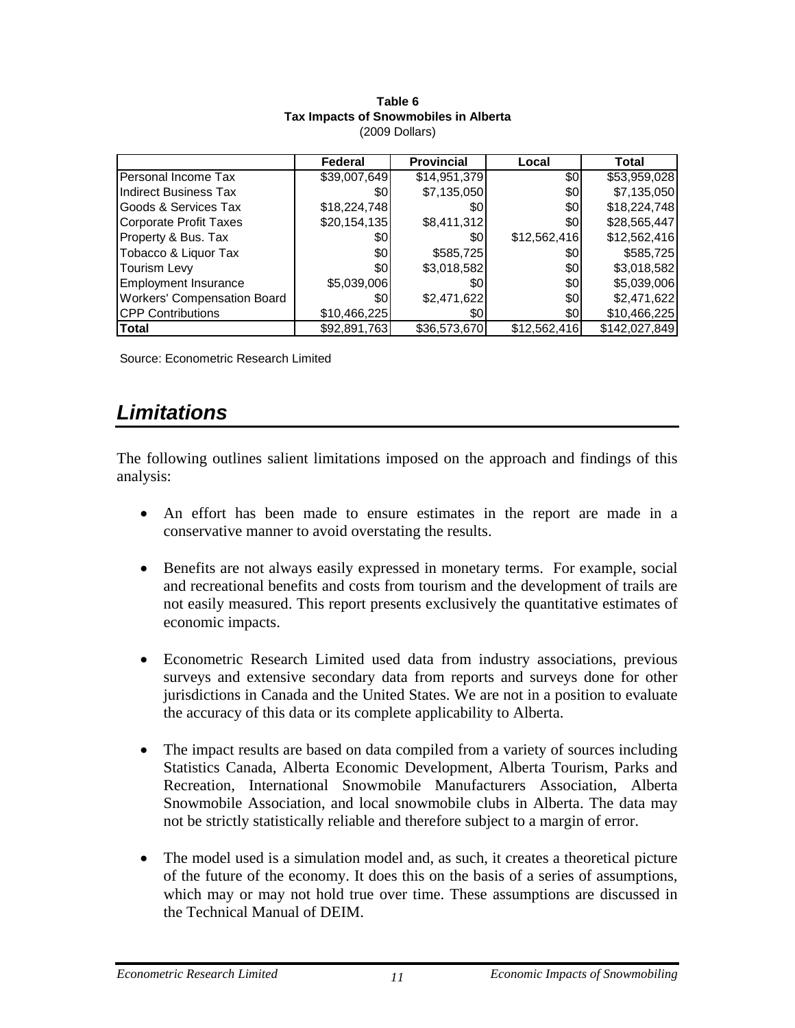**Table 6**
**Tax Impacts of Snowmobiles in Alberta**
(2009 Dollars)

| | Federal | Provincial | Local | Total |
|---|---|---|---|---|
| Personal Income Tax | $39,007,649 | $14,951,379 | $0 | $53,959,028 |
| Indirect Business Tax | $0 | $7,135,050 | $0 | $7,135,050 |
| Goods & Services Tax | $18,224,748 | $0 | $0 | $18,224,748 |
| Corporate Profit Taxes | $20,154,135 | $8,411,312 | $0 | $28,565,447 |
| Property & Bus. Tax | $0 | $0 | $12,562,416 | $12,562,416 |
| Tobacco & Liquor Tax | $0 | $585,725 | $0 | $585,725 |
| Tourism Levy | $0 | $3,018,582 | $0 | $3,018,582 |
| Employment Insurance | $5,039,006 | $0 | $0 | $5,039,006 |
| Workers' Compensation Board | $0 | $2,471,622 | $0 | $2,471,622 |
| CPP Contributions | $10,466,225 | $0 | $0 | $10,466,225 |
| **Total** | $92,891,763 | $36,573,670 | $12,562,416 | $142,027,849 |

Source: Econometric Research Limited

## *Limitations*

The following outlines salient limitations imposed on the approach and findings of this analysis:

- An effort has been made to ensure estimates in the report are made in a conservative manner to avoid overstating the results.

- Benefits are not always easily expressed in monetary terms. For example, social and recreational benefits and costs from tourism and the development of trails are not easily measured. This report presents exclusively the quantitative estimates of economic impacts.

- Econometric Research Limited used data from industry associations, previous surveys and extensive secondary data from reports and surveys done for other jurisdictions in Canada and the United States. We are not in a position to evaluate the accuracy of this data or its complete applicability to Alberta.

- The impact results are based on data compiled from a variety of sources including Statistics Canada, Alberta Economic Development, Alberta Tourism, Parks and Recreation, International Snowmobile Manufacturers Association, Alberta Snowmobile Association, and local snowmobile clubs in Alberta. The data may not be strictly statistically reliable and therefore subject to a margin of error.

- The model used is a simulation model and, as such, it creates a theoretical picture of the future of the economy. It does this on the basis of a series of assumptions, which may or may not hold true over time. These assumptions are discussed in the Technical Manual of DEIM.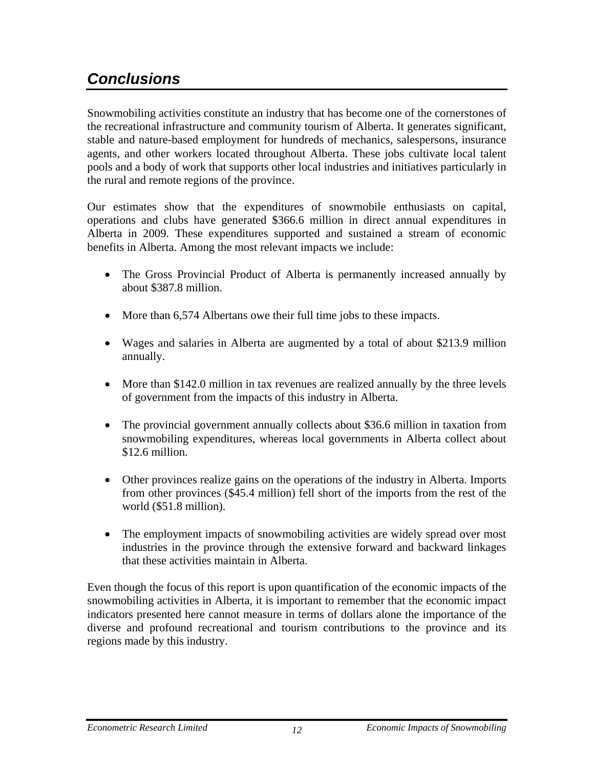# Conclusions

Snowmobiling activities constitute an industry that has become one of the cornerstones of the recreational infrastructure and community tourism of Alberta. It generates significant, stable and nature-based employment for hundreds of mechanics, salespersons, insurance agents, and other workers located throughout Alberta. These jobs cultivate local talent pools and a body of work that supports other local industries and initiatives particularly in the rural and remote regions of the province.

Our estimates show that the expenditures of snowmobile enthusiasts on capital, operations and clubs have generated $366.6 million in direct annual expenditures in Alberta in 2009. These expenditures supported and sustained a stream of economic benefits in Alberta. Among the most relevant impacts we include:

- The Gross Provincial Product of Alberta is permanently increased annually by about $387.8 million.
- More than 6,574 Albertans owe their full time jobs to these impacts.
- Wages and salaries in Alberta are augmented by a total of about $213.9 million annually.
- More than $142.0 million in tax revenues are realized annually by the three levels of government from the impacts of this industry in Alberta.
- The provincial government annually collects about $36.6 million in taxation from snowmobiling expenditures, whereas local governments in Alberta collect about $12.6 million.
- Other provinces realize gains on the operations of the industry in Alberta. Imports from other provinces ($45.4 million) fell short of the imports from the rest of the world ($51.8 million).
- The employment impacts of snowmobiling activities are widely spread over most industries in the province through the extensive forward and backward linkages that these activities maintain in Alberta.

Even though the focus of this report is upon quantification of the economic impacts of the snowmobiling activities in Alberta, it is important to remember that the economic impact indicators presented here cannot measure in terms of dollars alone the importance of the diverse and profound recreational and tourism contributions to the province and its regions made by this industry.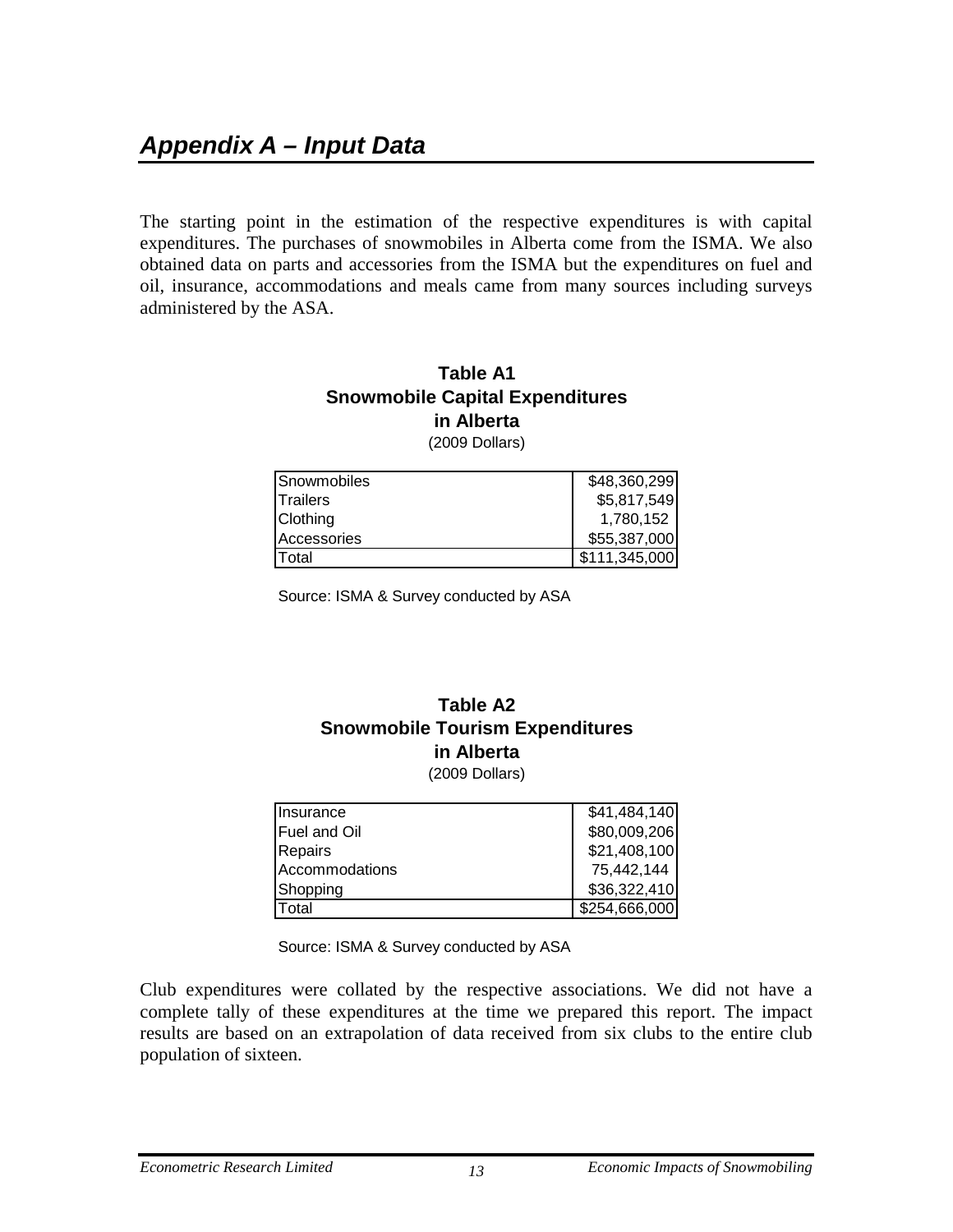## *Appendix A – Input Data*

The starting point in the estimation of the respective expenditures is with capital expenditures. The purchases of snowmobiles in Alberta come from the ISMA. We also obtained data on parts and accessories from the ISMA but the expenditures on fuel and oil, insurance, accommodations and meals came from many sources including surveys administered by the ASA.

**Table A1**
**Snowmobile Capital Expenditures**
**in Alberta**
(2009 Dollars)

| | |
|---|---|
| Snowmobiles | $48,360,299 |
| Trailers | $5,817,549 |
| Clothing | 1,780,152 |
| Accessories | $55,387,000 |
| Total | $111,345,000 |

Source: ISMA & Survey conducted by ASA

**Table A2**
**Snowmobile Tourism Expenditures**
**in Alberta**
(2009 Dollars)

| | |
|---|---|
| Insurance | $41,484,140 |
| Fuel and Oil | $80,009,206 |
| Repairs | $21,408,100 |
| Accommodations | 75,442,144 |
| Shopping | $36,322,410 |
| Total | $254,666,000 |

Source: ISMA & Survey conducted by ASA

Club expenditures were collated by the respective associations. We did not have a complete tally of these expenditures at the time we prepared this report. The impact results are based on an extrapolation of data received from six clubs to the entire club population of sixteen.